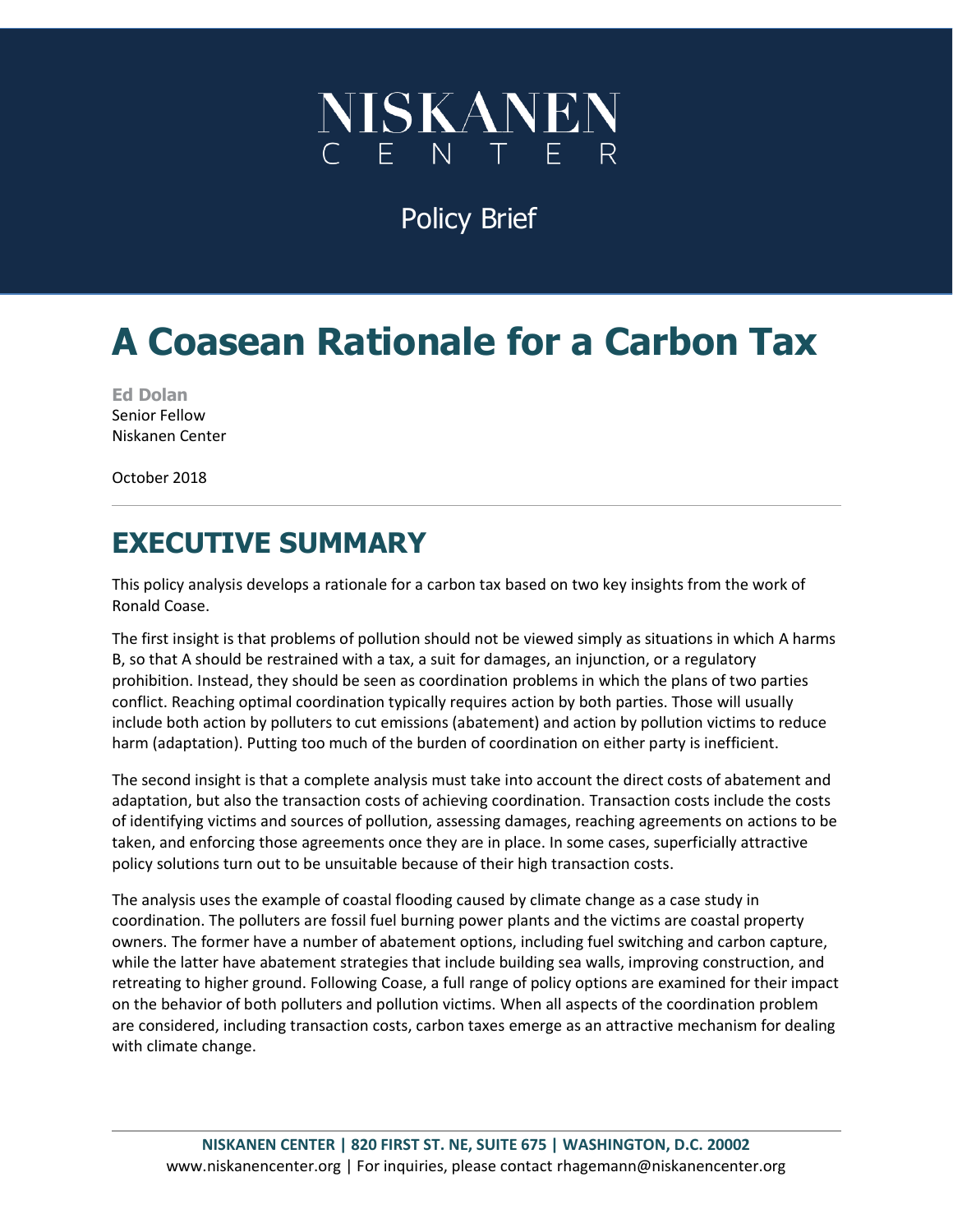NISKANEN CENTER

Policy Brief

# A Coasean Rationale for a Carbon Tax

**Ed Dolan**
Senior Fellow
Niskanen Center

October 2018

## EXECUTIVE SUMMARY

This policy analysis develops a rationale for a carbon tax based on two key insights from the work of Ronald Coase.

The first insight is that problems of pollution should not be viewed simply as situations in which A harms B, so that A should be restrained with a tax, a suit for damages, an injunction, or a regulatory prohibition. Instead, they should be seen as coordination problems in which the plans of two parties conflict. Reaching optimal coordination typically requires action by both parties. Those will usually include both action by polluters to cut emissions (abatement) and action by pollution victims to reduce harm (adaptation). Putting too much of the burden of coordination on either party is inefficient.

The second insight is that a complete analysis must take into account the direct costs of abatement and adaptation, but also the transaction costs of achieving coordination. Transaction costs include the costs of identifying victims and sources of pollution, assessing damages, reaching agreements on actions to be taken, and enforcing those agreements once they are in place. In some cases, superficially attractive policy solutions turn out to be unsuitable because of their high transaction costs.

The analysis uses the example of coastal flooding caused by climate change as a case study in coordination. The polluters are fossil fuel burning power plants and the victims are coastal property owners. The former have a number of abatement options, including fuel switching and carbon capture, while the latter have abatement strategies that include building sea walls, improving construction, and retreating to higher ground. Following Coase, a full range of policy options are examined for their impact on the behavior of both polluters and pollution victims. When all aspects of the coordination problem are considered, including transaction costs, carbon taxes emerge as an attractive mechanism for dealing with climate change.

**NISKANEN CENTER | 820 FIRST ST. NE, SUITE 675 | WASHINGTON, D.C. 20002**
www.niskanencenter.org | For inquiries, please contact rhagemann@niskanencenter.org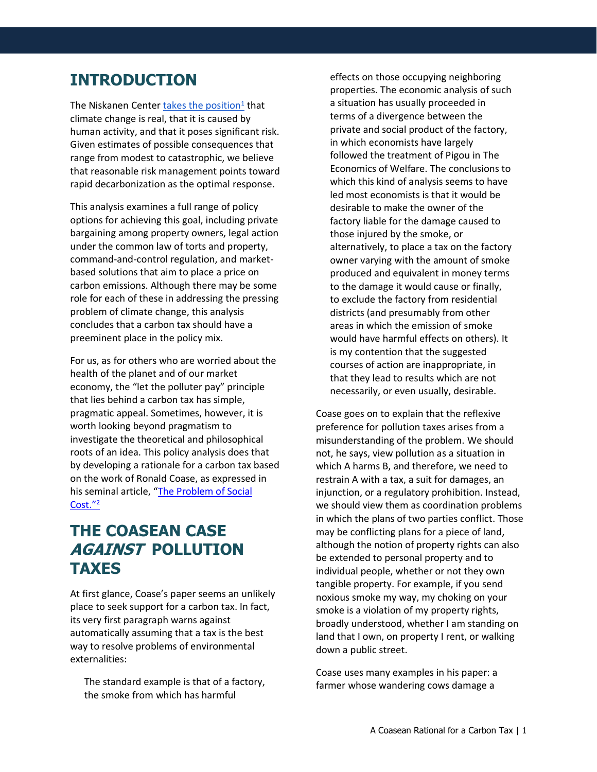## INTRODUCTION

The Niskanen Center takes the position[1] that climate change is real, that it is caused by human activity, and that it poses significant risk. Given estimates of possible consequences that range from modest to catastrophic, we believe that reasonable risk management points toward rapid decarbonization as the optimal response.

This analysis examines a full range of policy options for achieving this goal, including private bargaining among property owners, legal action under the common law of torts and property, command-and-control regulation, and market-based solutions that aim to place a price on carbon emissions. Although there may be some role for each of these in addressing the pressing problem of climate change, this analysis concludes that a carbon tax should have a preeminent place in the policy mix.

For us, as for others who are worried about the health of the planet and of our market economy, the "let the polluter pay" principle that lies behind a carbon tax has simple, pragmatic appeal. Sometimes, however, it is worth looking beyond pragmatism to investigate the theoretical and philosophical roots of an idea. This policy analysis does that by developing a rationale for a carbon tax based on the work of Ronald Coase, as expressed in his seminal article, "The Problem of Social Cost."[2]

## THE COASEAN CASE *AGAINST* POLLUTION TAXES

At first glance, Coase's paper seems an unlikely place to seek support for a carbon tax. In fact, its very first paragraph warns against automatically assuming that a tax is the best way to resolve problems of environmental externalities:

> The standard example is that of a factory, the smoke from which has harmful effects on those occupying neighboring properties. The economic analysis of such a situation has usually proceeded in terms of a divergence between the private and social product of the factory, in which economists have largely followed the treatment of Pigou in The Economics of Welfare. The conclusions to which this kind of analysis seems to have led most economists is that it would be desirable to make the owner of the factory liable for the damage caused to those injured by the smoke, or alternatively, to place a tax on the factory owner varying with the amount of smoke produced and equivalent in money terms to the damage it would cause or finally, to exclude the factory from residential districts (and presumably from other areas in which the emission of smoke would have harmful effects on others). It is my contention that the suggested courses of action are inappropriate, in that they lead to results which are not necessarily, or even usually, desirable.

Coase goes on to explain that the reflexive preference for pollution taxes arises from a misunderstanding of the problem. We should not, he says, view pollution as a situation in which A harms B, and therefore, we need to restrain A with a tax, a suit for damages, an injunction, or a regulatory prohibition. Instead, we should view them as coordination problems in which the plans of two parties conflict. Those may be conflicting plans for a piece of land, although the notion of property rights can also be extended to personal property and to individual people, whether or not they own tangible property. For example, if you send noxious smoke my way, my choking on your smoke is a violation of my property rights, broadly understood, whether I am standing on land that I own, on property I rent, or walking down a public street.

Coase uses many examples in his paper: a farmer whose wandering cows damage a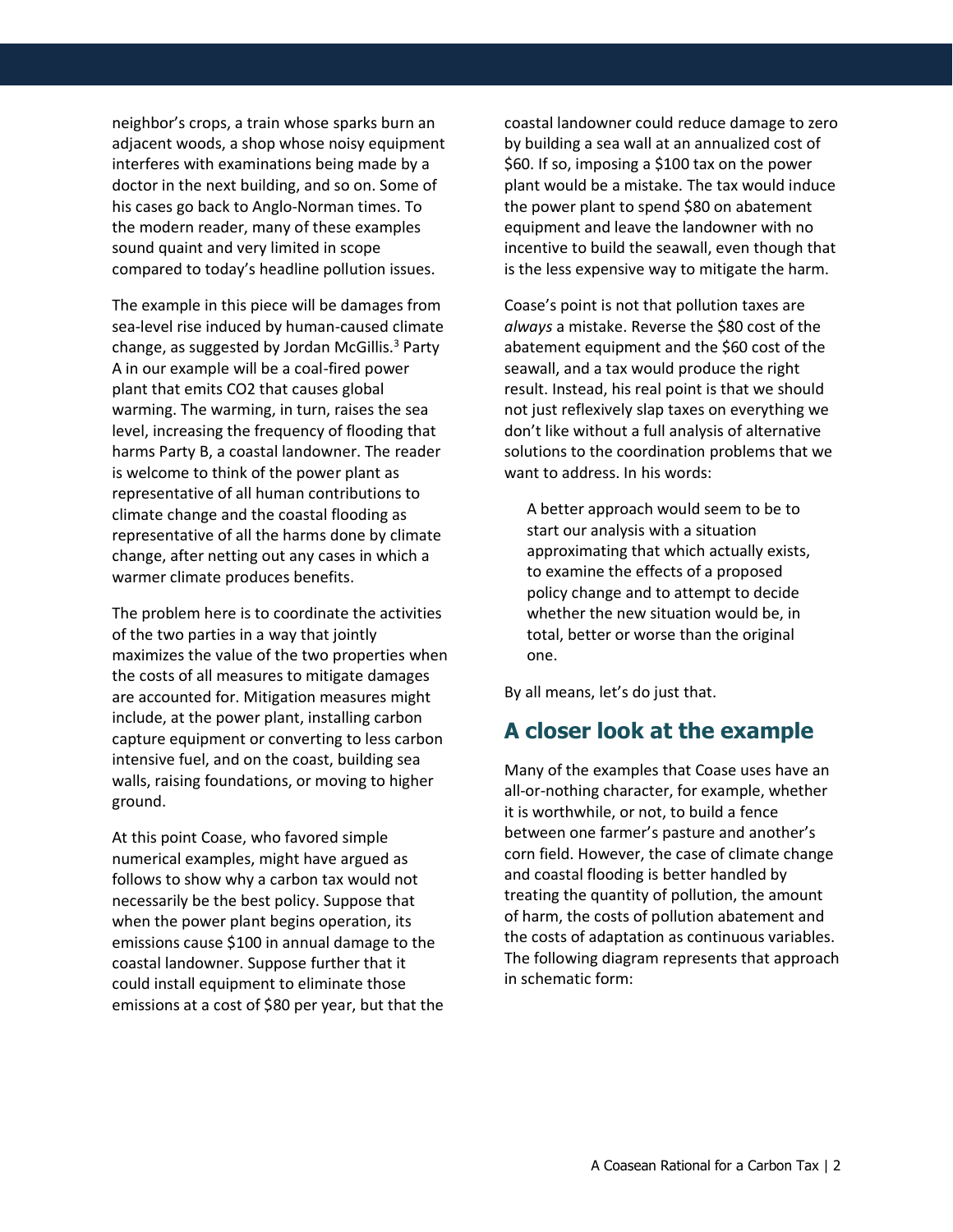neighbor's crops, a train whose sparks burn an adjacent woods, a shop whose noisy equipment interferes with examinations being made by a doctor in the next building, and so on. Some of his cases go back to Anglo-Norman times. To the modern reader, many of these examples sound quaint and very limited in scope compared to today's headline pollution issues.

The example in this piece will be damages from sea-level rise induced by human-caused climate change, as suggested by Jordan McGillis.[3] Party A in our example will be a coal-fired power plant that emits CO2 that causes global warming. The warming, in turn, raises the sea level, increasing the frequency of flooding that harms Party B, a coastal landowner. The reader is welcome to think of the power plant as representative of all human contributions to climate change and the coastal flooding as representative of all the harms done by climate change, after netting out any cases in which a warmer climate produces benefits.

The problem here is to coordinate the activities of the two parties in a way that jointly maximizes the value of the two properties when the costs of all measures to mitigate damages are accounted for. Mitigation measures might include, at the power plant, installing carbon capture equipment or converting to less carbon intensive fuel, and on the coast, building sea walls, raising foundations, or moving to higher ground.

At this point Coase, who favored simple numerical examples, might have argued as follows to show why a carbon tax would not necessarily be the best policy. Suppose that when the power plant begins operation, its emissions cause $100 in annual damage to the coastal landowner. Suppose further that it could install equipment to eliminate those emissions at a cost of $80 per year, but that the coastal landowner could reduce damage to zero by building a sea wall at an annualized cost of $60. If so, imposing a $100 tax on the power plant would be a mistake. The tax would induce the power plant to spend $80 on abatement equipment and leave the landowner with no incentive to build the seawall, even though that is the less expensive way to mitigate the harm.

Coase's point is not that pollution taxes are *always* a mistake. Reverse the $80 cost of the abatement equipment and the $60 cost of the seawall, and a tax would produce the right result. Instead, his real point is that we should not just reflexively slap taxes on everything we don't like without a full analysis of alternative solutions to the coordination problems that we want to address. In his words:

> A better approach would seem to be to start our analysis with a situation approximating that which actually exists, to examine the effects of a proposed policy change and to attempt to decide whether the new situation would be, in total, better or worse than the original one.

By all means, let's do just that.

## A closer look at the example

Many of the examples that Coase uses have an all-or-nothing character, for example, whether it is worthwhile, or not, to build a fence between one farmer's pasture and another's corn field. However, the case of climate change and coastal flooding is better handled by treating the quantity of pollution, the amount of harm, the costs of pollution abatement and the costs of adaptation as continuous variables. The following diagram represents that approach in schematic form: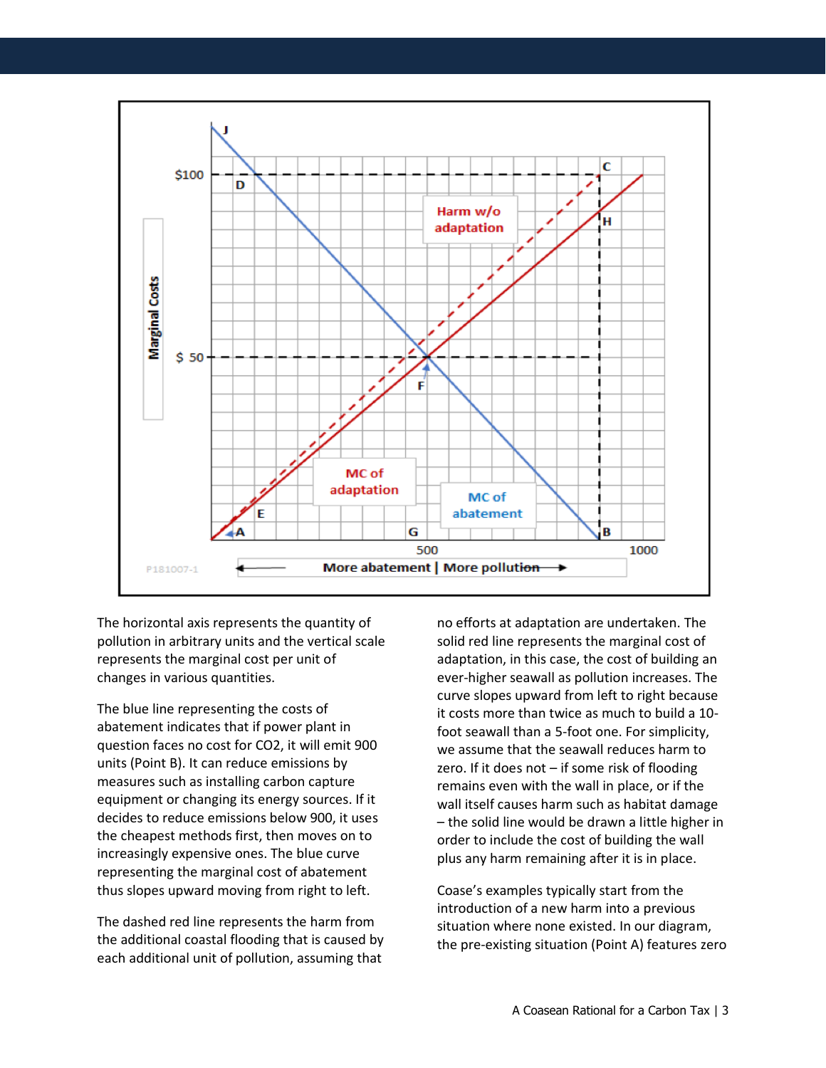The horizontal axis represents the quantity of pollution in arbitrary units and the vertical scale represents the marginal cost per unit of changes in various quantities.

The blue line representing the costs of abatement indicates that if power plant in question faces no cost for CO2, it will emit 900 units (Point B). It can reduce emissions by measures such as installing carbon capture equipment or changing its energy sources. If it decides to reduce emissions below 900, it uses the cheapest methods first, then moves on to increasingly expensive ones. The blue curve representing the marginal cost of abatement thus slopes upward moving from right to left.

The dashed red line represents the harm from the additional coastal flooding that is caused by each additional unit of pollution, assuming that no efforts at adaptation are undertaken. The solid red line represents the marginal cost of adaptation, in this case, the cost of building an ever-higher seawall as pollution increases. The curve slopes upward from left to right because it costs more than twice as much to build a 10-foot seawall than a 5-foot one. For simplicity, we assume that the seawall reduces harm to zero. If it does not – if some risk of flooding remains even with the wall in place, or if the wall itself causes harm such as habitat damage – the solid line would be drawn a little higher in order to include the cost of building the wall plus any harm remaining after it is in place.

Coase's examples typically start from the introduction of a new harm into a previous situation where none existed. In our diagram, the pre-existing situation (Point A) features zero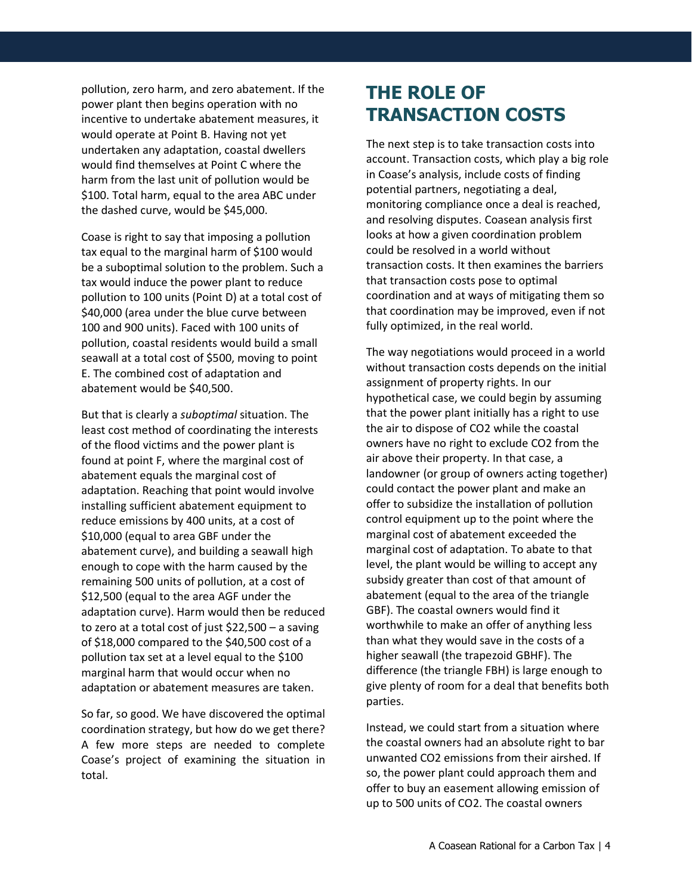pollution, zero harm, and zero abatement. If the power plant then begins operation with no incentive to undertake abatement measures, it would operate at Point B. Having not yet undertaken any adaptation, coastal dwellers would find themselves at Point C where the harm from the last unit of pollution would be $100. Total harm, equal to the area ABC under the dashed curve, would be $45,000.

Coase is right to say that imposing a pollution tax equal to the marginal harm of $100 would be a suboptimal solution to the problem. Such a tax would induce the power plant to reduce pollution to 100 units (Point D) at a total cost of $40,000 (area under the blue curve between 100 and 900 units). Faced with 100 units of pollution, coastal residents would build a small seawall at a total cost of $500, moving to point E. The combined cost of adaptation and abatement would be $40,500.

But that is clearly a *suboptimal* situation. The least cost method of coordinating the interests of the flood victims and the power plant is found at point F, where the marginal cost of abatement equals the marginal cost of adaptation. Reaching that point would involve installing sufficient abatement equipment to reduce emissions by 400 units, at a cost of $10,000 (equal to area GBF under the abatement curve), and building a seawall high enough to cope with the harm caused by the remaining 500 units of pollution, at a cost of $12,500 (equal to the area AGF under the adaptation curve). Harm would then be reduced to zero at a total cost of just $22,500 – a saving of $18,000 compared to the $40,500 cost of a pollution tax set at a level equal to the $100 marginal harm that would occur when no adaptation or abatement measures are taken.

So far, so good. We have discovered the optimal coordination strategy, but how do we get there? A few more steps are needed to complete Coase's project of examining the situation in total.

## THE ROLE OF TRANSACTION COSTS

The next step is to take transaction costs into account. Transaction costs, which play a big role in Coase's analysis, include costs of finding potential partners, negotiating a deal, monitoring compliance once a deal is reached, and resolving disputes. Coasean analysis first looks at how a given coordination problem could be resolved in a world without transaction costs. It then examines the barriers that transaction costs pose to optimal coordination and at ways of mitigating them so that coordination may be improved, even if not fully optimized, in the real world.

The way negotiations would proceed in a world without transaction costs depends on the initial assignment of property rights. In our hypothetical case, we could begin by assuming that the power plant initially has a right to use the air to dispose of $CO_2$ while the coastal owners have no right to exclude $CO_2$ from the air above their property. In that case, a landowner (or group of owners acting together) could contact the power plant and make an offer to subsidize the installation of pollution control equipment up to the point where the marginal cost of abatement exceeded the marginal cost of adaptation. To abate to that level, the plant would be willing to accept any subsidy greater than cost of that amount of abatement (equal to the area of the triangle GBF). The coastal owners would find it worthwhile to make an offer of anything less than what they would save in the costs of a higher seawall (the trapezoid GBHF). The difference (the triangle FBH) is large enough to give plenty of room for a deal that benefits both parties.

Instead, we could start from a situation where the coastal owners had an absolute right to bar unwanted $CO_2$ emissions from their airshed. If so, the power plant could approach them and offer to buy an easement allowing emission of up to 500 units of $CO_2$. The coastal owners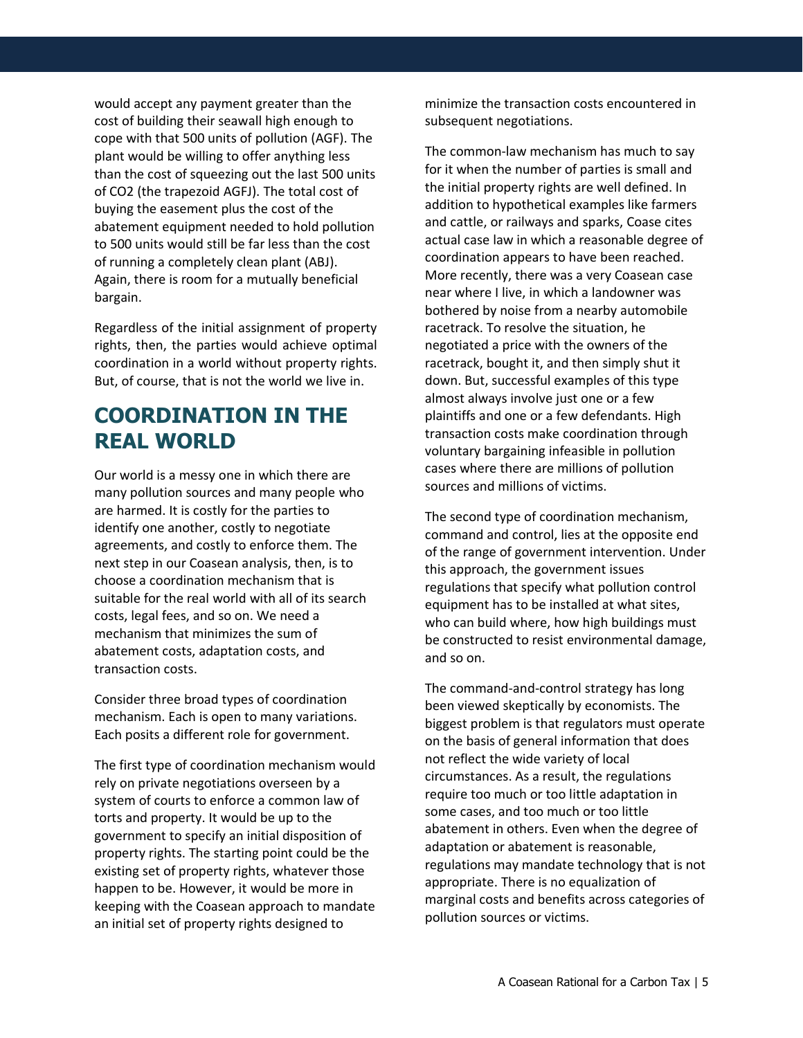would accept any payment greater than the cost of building their seawall high enough to cope with that 500 units of pollution (AGF). The plant would be willing to offer anything less than the cost of squeezing out the last 500 units of $CO_2$ (the trapezoid AGFJ). The total cost of buying the easement plus the cost of the abatement equipment needed to hold pollution to 500 units would still be far less than the cost of running a completely clean plant (ABJ). Again, there is room for a mutually beneficial bargain.

Regardless of the initial assignment of property rights, then, the parties would achieve optimal coordination in a world without property rights. But, of course, that is not the world we live in.

## COORDINATION IN THE REAL WORLD

Our world is a messy one in which there are many pollution sources and many people who are harmed. It is costly for the parties to identify one another, costly to negotiate agreements, and costly to enforce them. The next step in our Coasean analysis, then, is to choose a coordination mechanism that is suitable for the real world with all of its search costs, legal fees, and so on. We need a mechanism that minimizes the sum of abatement costs, adaptation costs, and transaction costs.

Consider three broad types of coordination mechanism. Each is open to many variations. Each posits a different role for government.

The first type of coordination mechanism would rely on private negotiations overseen by a system of courts to enforce a common law of torts and property. It would be up to the government to specify an initial disposition of property rights. The starting point could be the existing set of property rights, whatever those happen to be. However, it would be more in keeping with the Coasean approach to mandate an initial set of property rights designed to minimize the transaction costs encountered in subsequent negotiations.

The common-law mechanism has much to say for it when the number of parties is small and the initial property rights are well defined. In addition to hypothetical examples like farmers and cattle, or railways and sparks, Coase cites actual case law in which a reasonable degree of coordination appears to have been reached. More recently, there was a very Coasean case near where I live, in which a landowner was bothered by noise from a nearby automobile racetrack. To resolve the situation, he negotiated a price with the owners of the racetrack, bought it, and then simply shut it down. But, successful examples of this type almost always involve just one or a few plaintiffs and one or a few defendants. High transaction costs make coordination through voluntary bargaining infeasible in pollution cases where there are millions of pollution sources and millions of victims.

The second type of coordination mechanism, command and control, lies at the opposite end of the range of government intervention. Under this approach, the government issues regulations that specify what pollution control equipment has to be installed at what sites, who can build where, how high buildings must be constructed to resist environmental damage, and so on.

The command-and-control strategy has long been viewed skeptically by economists. The biggest problem is that regulators must operate on the basis of general information that does not reflect the wide variety of local circumstances. As a result, the regulations require too much or too little adaptation in some cases, and too much or too little abatement in others. Even when the degree of adaptation or abatement is reasonable, regulations may mandate technology that is not appropriate. There is no equalization of marginal costs and benefits across categories of pollution sources or victims.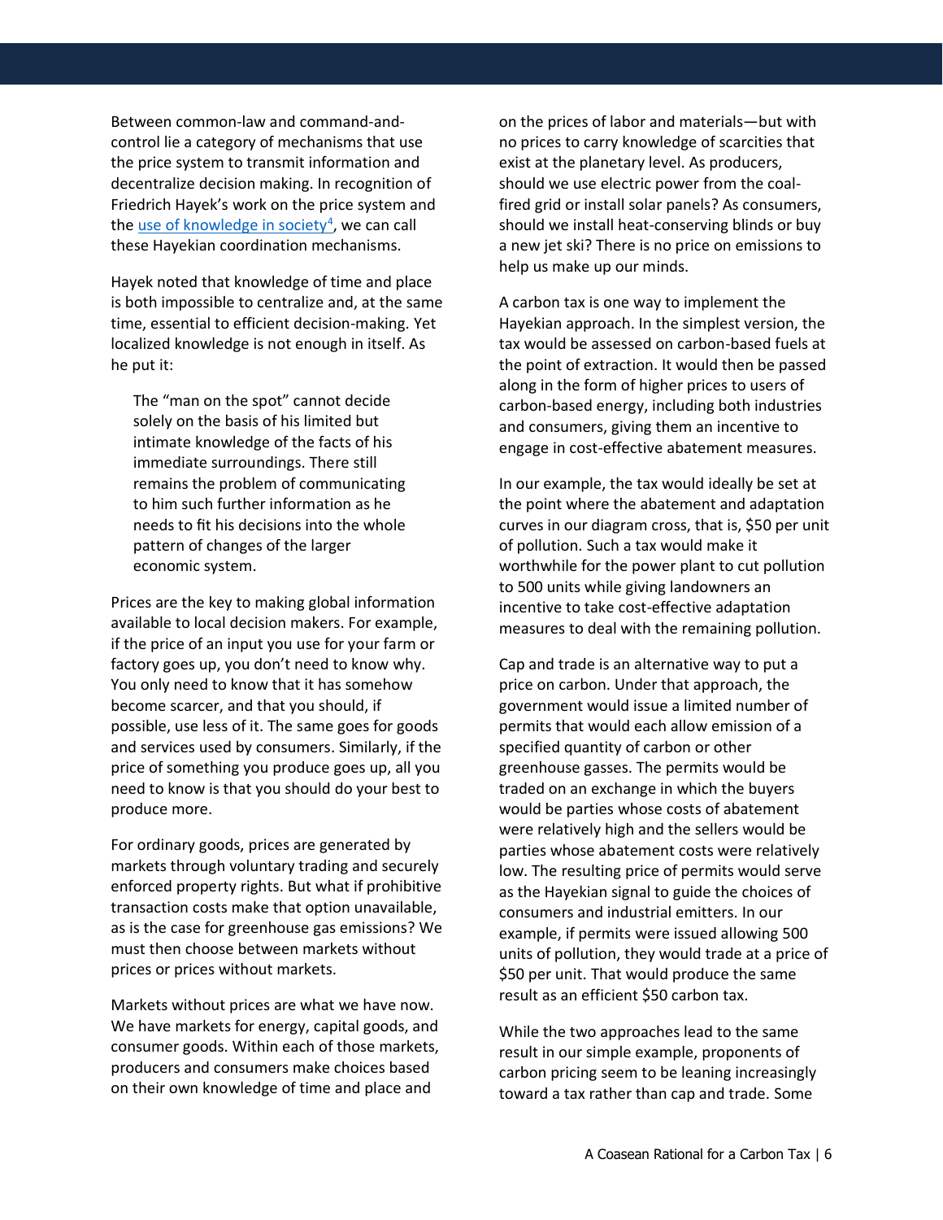Between common-law and command-and-control lie a category of mechanisms that use the price system to transmit information and decentralize decision making. In recognition of Friedrich Hayek's work on the price system and the [use of knowledge in society][4], we can call these Hayekian coordination mechanisms.

Hayek noted that knowledge of time and place is both impossible to centralize and, at the same time, essential to efficient decision-making. Yet localized knowledge is not enough in itself. As he put it:

> The "man on the spot" cannot decide solely on the basis of his limited but intimate knowledge of the facts of his immediate surroundings. There still remains the problem of communicating to him such further information as he needs to fit his decisions into the whole pattern of changes of the larger economic system.

Prices are the key to making global information available to local decision makers. For example, if the price of an input you use for your farm or factory goes up, you don't need to know why. You only need to know that it has somehow become scarcer, and that you should, if possible, use less of it. The same goes for goods and services used by consumers. Similarly, if the price of something you produce goes up, all you need to know is that you should do your best to produce more.

For ordinary goods, prices are generated by markets through voluntary trading and securely enforced property rights. But what if prohibitive transaction costs make that option unavailable, as is the case for greenhouse gas emissions? We must then choose between markets without prices or prices without markets.

Markets without prices are what we have now. We have markets for energy, capital goods, and consumer goods. Within each of those markets, producers and consumers make choices based on their own knowledge of time and place and on the prices of labor and materials—but with no prices to carry knowledge of scarcities that exist at the planetary level. As producers, should we use electric power from the coal-fired grid or install solar panels? As consumers, should we install heat-conserving blinds or buy a new jet ski? There is no price on emissions to help us make up our minds.

A carbon tax is one way to implement the Hayekian approach. In the simplest version, the tax would be assessed on carbon-based fuels at the point of extraction. It would then be passed along in the form of higher prices to users of carbon-based energy, including both industries and consumers, giving them an incentive to engage in cost-effective abatement measures.

In our example, the tax would ideally be set at the point where the abatement and adaptation curves in our diagram cross, that is, $50 per unit of pollution. Such a tax would make it worthwhile for the power plant to cut pollution to 500 units while giving landowners an incentive to take cost-effective adaptation measures to deal with the remaining pollution.

Cap and trade is an alternative way to put a price on carbon. Under that approach, the government would issue a limited number of permits that would each allow emission of a specified quantity of carbon or other greenhouse gasses. The permits would be traded on an exchange in which the buyers would be parties whose costs of abatement were relatively high and the sellers would be parties whose abatement costs were relatively low. The resulting price of permits would serve as the Hayekian signal to guide the choices of consumers and industrial emitters. In our example, if permits were issued allowing 500 units of pollution, they would trade at a price of $50 per unit. That would produce the same result as an efficient $50 carbon tax.

While the two approaches lead to the same result in our simple example, proponents of carbon pricing seem to be leaning increasingly toward a tax rather than cap and trade. Some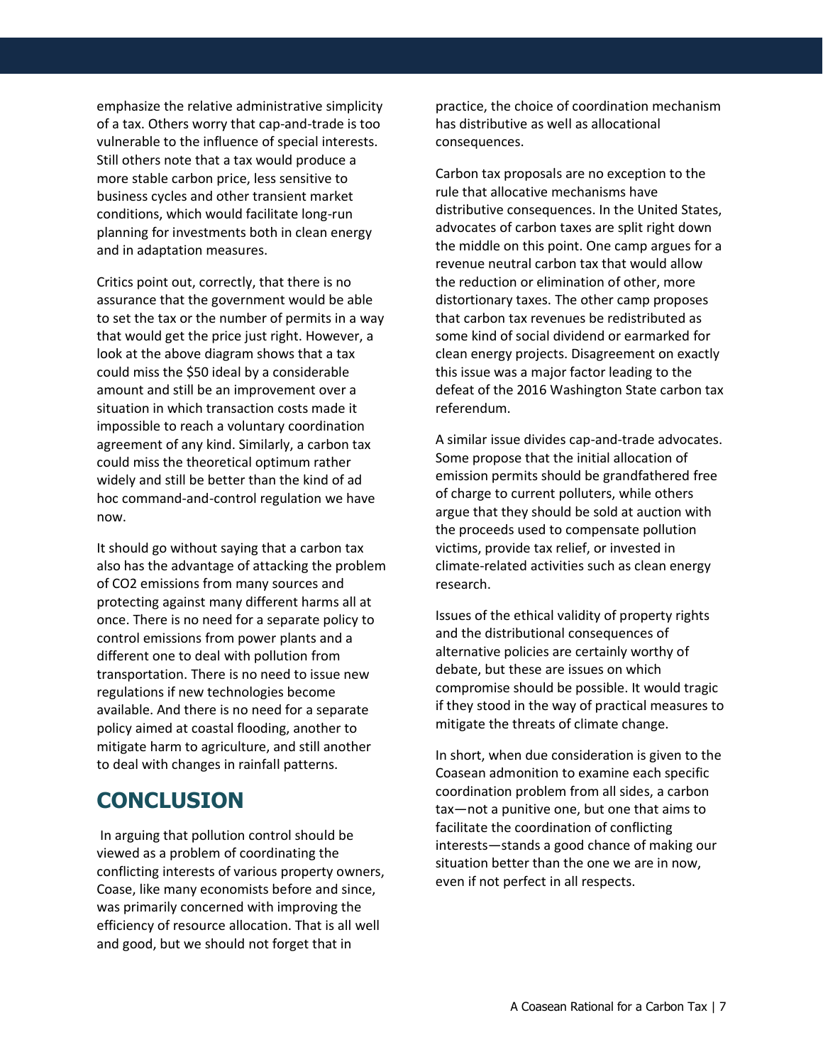emphasize the relative administrative simplicity of a tax. Others worry that cap-and-trade is too vulnerable to the influence of special interests. Still others note that a tax would produce a more stable carbon price, less sensitive to business cycles and other transient market conditions, which would facilitate long-run planning for investments both in clean energy and in adaptation measures.

Critics point out, correctly, that there is no assurance that the government would be able to set the tax or the number of permits in a way that would get the price just right. However, a look at the above diagram shows that a tax could miss the $50 ideal by a considerable amount and still be an improvement over a situation in which transaction costs made it impossible to reach a voluntary coordination agreement of any kind. Similarly, a carbon tax could miss the theoretical optimum rather widely and still be better than the kind of ad hoc command-and-control regulation we have now.

It should go without saying that a carbon tax also has the advantage of attacking the problem of $CO_2$ emissions from many sources and protecting against many different harms all at once. There is no need for a separate policy to control emissions from power plants and a different one to deal with pollution from transportation. There is no need to issue new regulations if new technologies become available. And there is no need for a separate policy aimed at coastal flooding, another to mitigate harm to agriculture, and still another to deal with changes in rainfall patterns.

## CONCLUSION

In arguing that pollution control should be viewed as a problem of coordinating the conflicting interests of various property owners, Coase, like many economists before and since, was primarily concerned with improving the efficiency of resource allocation. That is all well and good, but we should not forget that in practice, the choice of coordination mechanism has distributive as well as allocational consequences.

Carbon tax proposals are no exception to the rule that allocative mechanisms have distributive consequences. In the United States, advocates of carbon taxes are split right down the middle on this point. One camp argues for a revenue neutral carbon tax that would allow the reduction or elimination of other, more distortionary taxes. The other camp proposes that carbon tax revenues be redistributed as some kind of social dividend or earmarked for clean energy projects. Disagreement on exactly this issue was a major factor leading to the defeat of the 2016 Washington State carbon tax referendum.

A similar issue divides cap-and-trade advocates. Some propose that the initial allocation of emission permits should be grandfathered free of charge to current polluters, while others argue that they should be sold at auction with the proceeds used to compensate pollution victims, provide tax relief, or invested in climate-related activities such as clean energy research.

Issues of the ethical validity of property rights and the distributional consequences of alternative policies are certainly worthy of debate, but these are issues on which compromise should be possible. It would tragic if they stood in the way of practical measures to mitigate the threats of climate change.

In short, when due consideration is given to the Coasean admonition to examine each specific coordination problem from all sides, a carbon tax—not a punitive one, but one that aims to facilitate the coordination of conflicting interests—stands a good chance of making our situation better than the one we are in now, even if not perfect in all respects.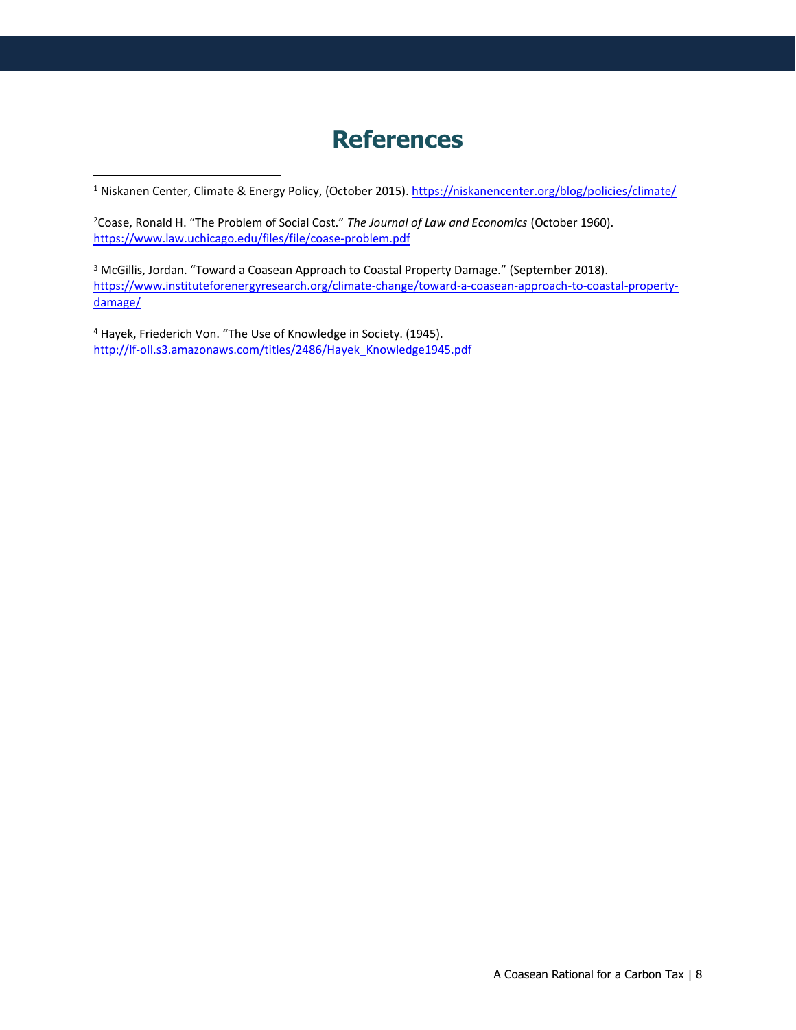# References

[1] Niskanen Center, Climate & Energy Policy, (October 2015). https://niskanencenter.org/blog/policies/climate/

[2]Coase, Ronald H. "The Problem of Social Cost." *The Journal of Law and Economics* (October 1960). https://www.law.uchicago.edu/files/file/coase-problem.pdf

[3] McGillis, Jordan. "Toward a Coasean Approach to Coastal Property Damage." (September 2018). https://www.instituteforenergyresearch.org/climate-change/toward-a-coasean-approach-to-coastal-property-damage/

[4] Hayek, Friederich Von. "The Use of Knowledge in Society. (1945). http://lf-oll.s3.amazonaws.com/titles/2486/Hayek_Knowledge1945.pdf